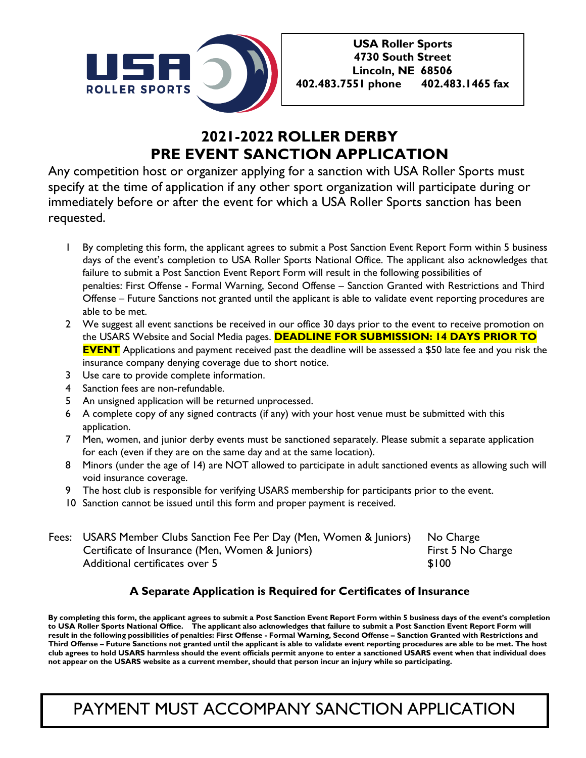**USA Roller Sports**
**4730 South Street**
**Lincoln, NE 68506**
**402.483.7551 phone 402.483.1465 fax**

# 2021-2022 ROLLER DERBY PRE EVENT SANCTION APPLICATION

Any competition host or organizer applying for a sanction with USA Roller Sports must specify at the time of application if any other sport organization will participate during or immediately before or after the event for which a USA Roller Sports sanction has been requested.

1. By completing this form, the applicant agrees to submit a Post Sanction Event Report Form within 5 business days of the event's completion to USA Roller Sports National Office. The applicant also acknowledges that failure to submit a Post Sanction Event Report Form will result in the following possibilities of penalties: First Offense - Formal Warning, Second Offense – Sanction Granted with Restrictions and Third Offense – Future Sanctions not granted until the applicant is able to validate event reporting procedures are able to be met.
2. We suggest all event sanctions be received in our office 30 days prior to the event to receive promotion on the USARS Website and Social Media pages. **DEADLINE FOR SUBMISSION: 14 DAYS PRIOR TO EVENT** Applications and payment received past the deadline will be assessed a $50 late fee and you risk the insurance company denying coverage due to short notice.
3. Use care to provide complete information.
4. Sanction fees are non-refundable.
5. An unsigned application will be returned unprocessed.
6. A complete copy of any signed contracts (if any) with your host venue must be submitted with this application.
7. Men, women, and junior derby events must be sanctioned separately. Please submit a separate application for each (even if they are on the same day and at the same location).
8. Minors (under the age of 14) are NOT allowed to participate in adult sanctioned events as allowing such will void insurance coverage.
9. The host club is responsible for verifying USARS membership for participants prior to the event.
10. Sanction cannot be issued until this form and proper payment is received.

| Fees: | | |
|---|---|---|
| | USARS Member Clubs Sanction Fee Per Day (Men, Women & Juniors) | No Charge |
| | Certificate of Insurance (Men, Women & Juniors) | First 5 No Charge |
| | Additional certificates over 5 | $100 |

**A Separate Application is Required for Certificates of Insurance**

**By completing this form, the applicant agrees to submit a Post Sanction Event Report Form within 5 business days of the event's completion to USA Roller Sports National Office. The applicant also acknowledges that failure to submit a Post Sanction Event Report Form will result in the following possibilities of penalties: First Offense - Formal Warning, Second Offense – Sanction Granted with Restrictions and Third Offense – Future Sanctions not granted until the applicant is able to validate event reporting procedures are able to be met. The host club agrees to hold USARS harmless should the event officials permit anyone to enter a sanctioned USARS event when that individual does not appear on the USARS website as a current member, should that person incur an injury while so participating.**

PAYMENT MUST ACCOMPANY SANCTION APPLICATION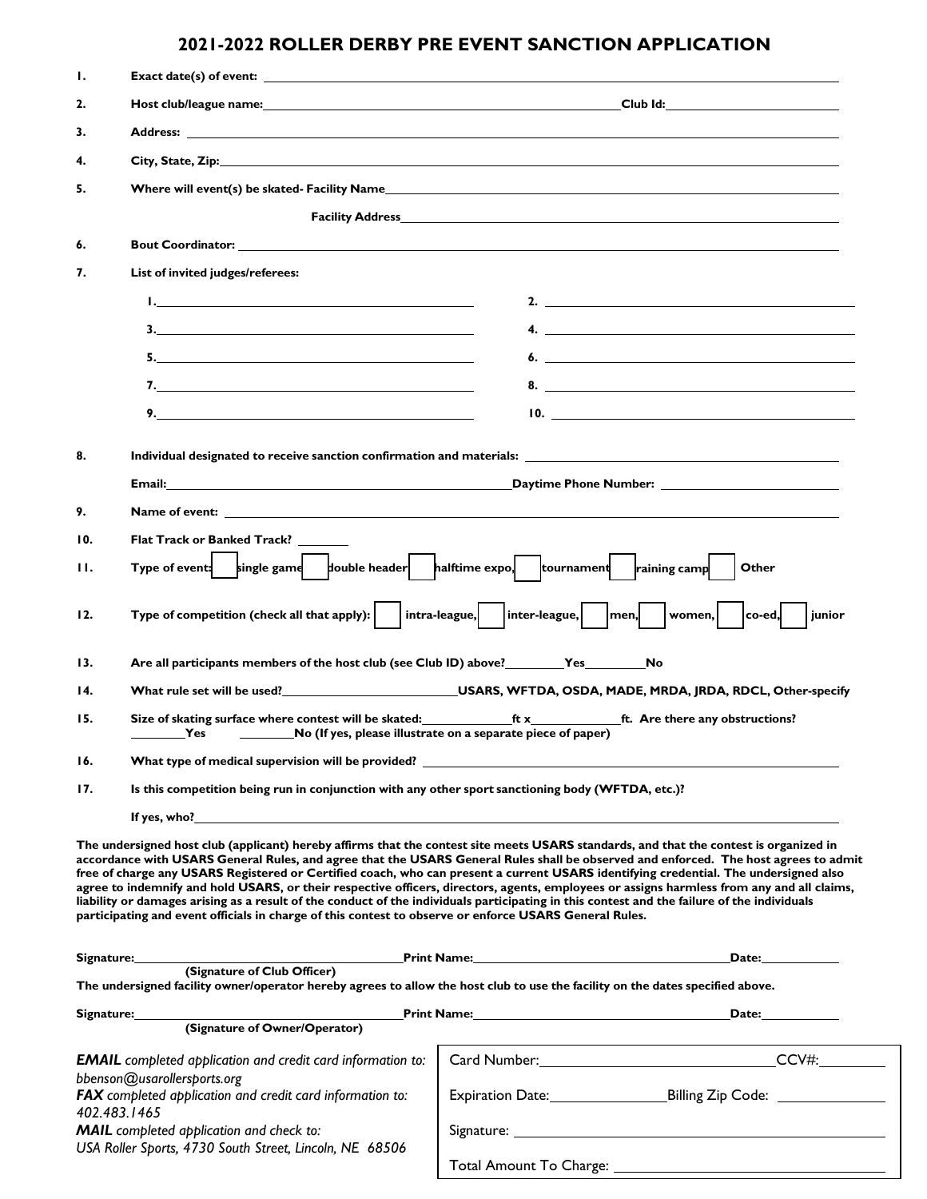# 2021-2022 ROLLER DERBY PRE EVENT SANCTION APPLICATION

1. **Exact date(s) of event:** ______________________________

2. **Host club/league name:** ______________________________ **Club Id:** ______________

3. **Address:** ______________________________

4. **City, State, Zip:** ______________________________

5. **Where will event(s) be skated- Facility Name** ______________________________

   **Facility Address** ______________________________

6. **Bout Coordinator:** ______________________________

7. **List of invited judges/referees:**

   **1.** ______________________ **2.** ______________________

   **3.** ______________________ **4.** ______________________

   **5.** ______________________ **6.** ______________________

   **7.** ______________________ **8.** ______________________

   **9.** ______________________ **10.** ______________________

8. **Individual designated to receive sanction confirmation and materials:** ______________________________

   **Email:** ______________________ **Daytime Phone Number:** ______________________

9. **Name of event:** ______________________________

10. **Flat Track or Banked Track?** ________

11. **Type of event:** ☐ single game ☐ double header ☐ halftime expo, ☐ tournament ☐ training camp ☐ Other

12. **Type of competition (check all that apply):** ☐ intra-league, ☐ inter-league, ☐ men, ☐ women, ☐ co-ed, ☐ junior

13. **Are all participants members of the host club (see Club ID) above?** ________ **Yes** ________ **No**

14. **What rule set will be used?** ______________ **USARS, WFTDA, OSDA, MADE, MRDA, JRDA, RDCL, Other-specify**

15. **Size of skating surface where contest will be skated:** __________ **ft x** __________ **ft. Are there any obstructions?** ________ **Yes** ________ **No (If yes, please illustrate on a separate piece of paper)**

16. **What type of medical supervision will be provided?** ______________________________

17. **Is this competition being run in conjunction with any other sport sanctioning body (WFTDA, etc.)?**

    **If yes, who?** ______________________________

**The undersigned host club (applicant) hereby affirms that the contest site meets USARS standards, and that the contest is organized in accordance with USARS General Rules, and agree that the USARS General Rules shall be observed and enforced. The host agrees to admit free of charge any USARS Registered or Certified coach, who can present a current USARS identifying credential. The undersigned also agree to indemnify and hold USARS, or their respective officers, directors, agents, employees or assigns harmless from any and all claims, liability or damages arising as a result of the conduct of the individuals participating in this contest and the failure of the individuals participating and event officials in charge of this contest to observe or enforce USARS General Rules.**

**Signature:** ______________________ **Print Name:** ______________________ **Date:** __________
**(Signature of Club Officer)**

**The undersigned facility owner/operator hereby agrees to allow the host club to use the facility on the dates specified above.**

**Signature:** ______________________ **Print Name:** ______________________ **Date:** __________
**(Signature of Owner/Operator)**

***EMAIL*** *completed application and credit card information to:*
*bbenson@usarollersports.org*
***FAX*** *completed application and credit card information to:*
*402.483.1465*
***MAIL*** *completed application and check to:*
*USA Roller Sports, 4730 South Street, Lincoln, NE 68506*

Card Number: ______________________ CCV#: __________

Expiration Date: ______________ Billing Zip Code: ______________

Signature: ______________________________

Total Amount To Charge: ______________________________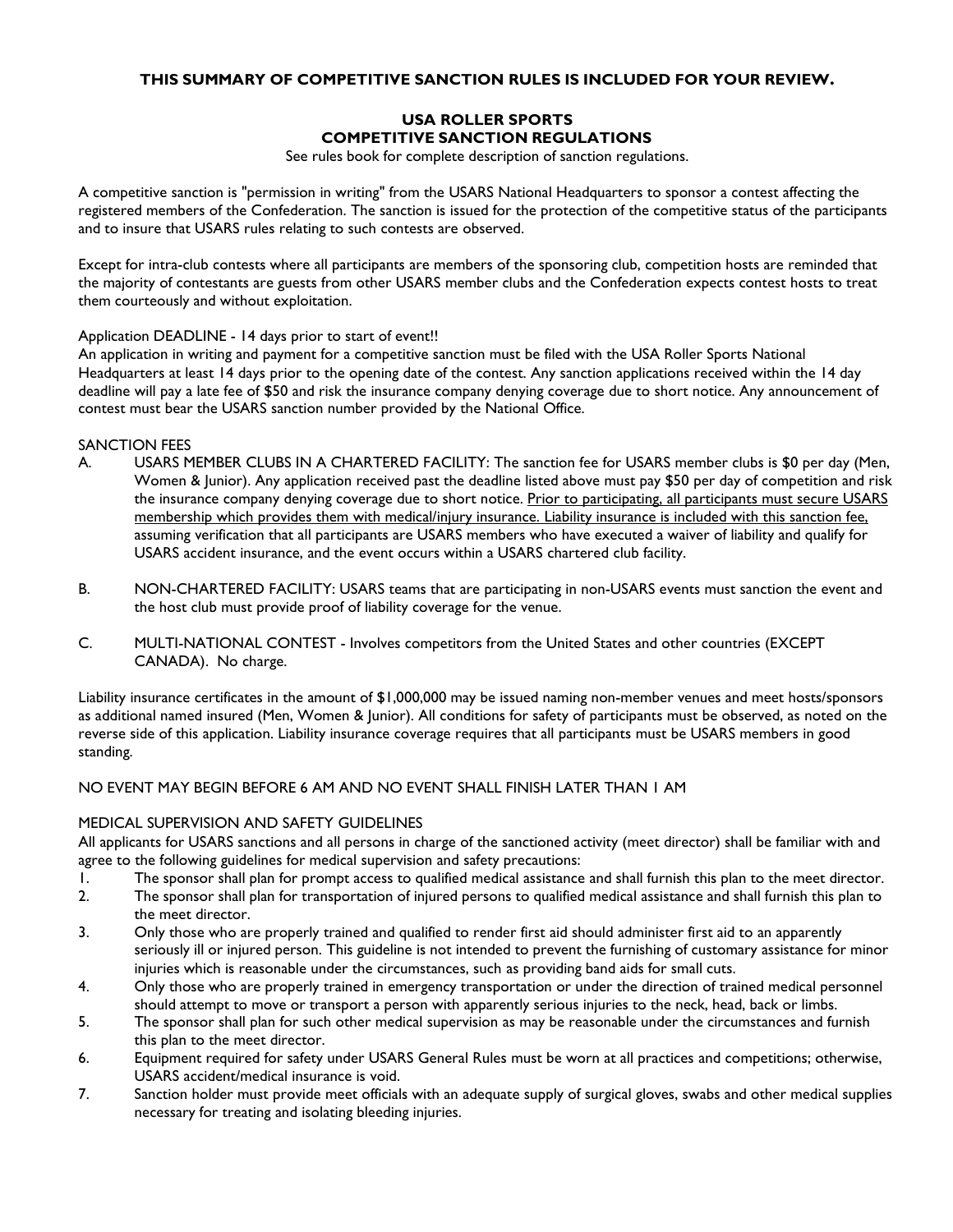**THIS SUMMARY OF COMPETITIVE SANCTION RULES IS INCLUDED FOR YOUR REVIEW.**

## USA ROLLER SPORTS
## COMPETITIVE SANCTION REGULATIONS

See rules book for complete description of sanction regulations.

A competitive sanction is "permission in writing" from the USARS National Headquarters to sponsor a contest affecting the registered members of the Confederation. The sanction is issued for the protection of the competitive status of the participants and to insure that USARS rules relating to such contests are observed.

Except for intra-club contests where all participants are members of the sponsoring club, competition hosts are reminded that the majority of contestants are guests from other USARS member clubs and the Confederation expects contest hosts to treat them courteously and without exploitation.

Application DEADLINE - 14 days prior to start of event!!

An application in writing and payment for a competitive sanction must be filed with the USA Roller Sports National Headquarters at least 14 days prior to the opening date of the contest. Any sanction applications received within the 14 day deadline will pay a late fee of $50 and risk the insurance company denying coverage due to short notice. Any announcement of contest must bear the USARS sanction number provided by the National Office.

SANCTION FEES

A. USARS MEMBER CLUBS IN A CHARTERED FACILITY: The sanction fee for USARS member clubs is $0 per day (Men, Women & Junior). Any application received past the deadline listed above must pay $50 per day of competition and risk the insurance company denying coverage due to short notice. <u>Prior to participating, all participants must secure USARS membership which provides them with medical/injury insurance. Liability insurance is included with this sanction fee,</u> assuming verification that all participants are USARS members who have executed a waiver of liability and qualify for USARS accident insurance, and the event occurs within a USARS chartered club facility.

B. NON-CHARTERED FACILITY: USARS teams that are participating in non-USARS events must sanction the event and the host club must provide proof of liability coverage for the venue.

C. MULTI-NATIONAL CONTEST - Involves competitors from the United States and other countries (EXCEPT CANADA). No charge.

Liability insurance certificates in the amount of $1,000,000 may be issued naming non-member venues and meet hosts/sponsors as additional named insured (Men, Women & Junior). All conditions for safety of participants must be observed, as noted on the reverse side of this application. Liability insurance coverage requires that all participants must be USARS members in good standing.

NO EVENT MAY BEGIN BEFORE 6 AM AND NO EVENT SHALL FINISH LATER THAN 1 AM

MEDICAL SUPERVISION AND SAFETY GUIDELINES

All applicants for USARS sanctions and all persons in charge of the sanctioned activity (meet director) shall be familiar with and agree to the following guidelines for medical supervision and safety precautions:

1. The sponsor shall plan for prompt access to qualified medical assistance and shall furnish this plan to the meet director.
2. The sponsor shall plan for transportation of injured persons to qualified medical assistance and shall furnish this plan to the meet director.
3. Only those who are properly trained and qualified to render first aid should administer first aid to an apparently seriously ill or injured person. This guideline is not intended to prevent the furnishing of customary assistance for minor injuries which is reasonable under the circumstances, such as providing band aids for small cuts.
4. Only those who are properly trained in emergency transportation or under the direction of trained medical personnel should attempt to move or transport a person with apparently serious injuries to the neck, head, back or limbs.
5. The sponsor shall plan for such other medical supervision as may be reasonable under the circumstances and furnish this plan to the meet director.
6. Equipment required for safety under USARS General Rules must be worn at all practices and competitions; otherwise, USARS accident/medical insurance is void.
7. Sanction holder must provide meet officials with an adequate supply of surgical gloves, swabs and other medical supplies necessary for treating and isolating bleeding injuries.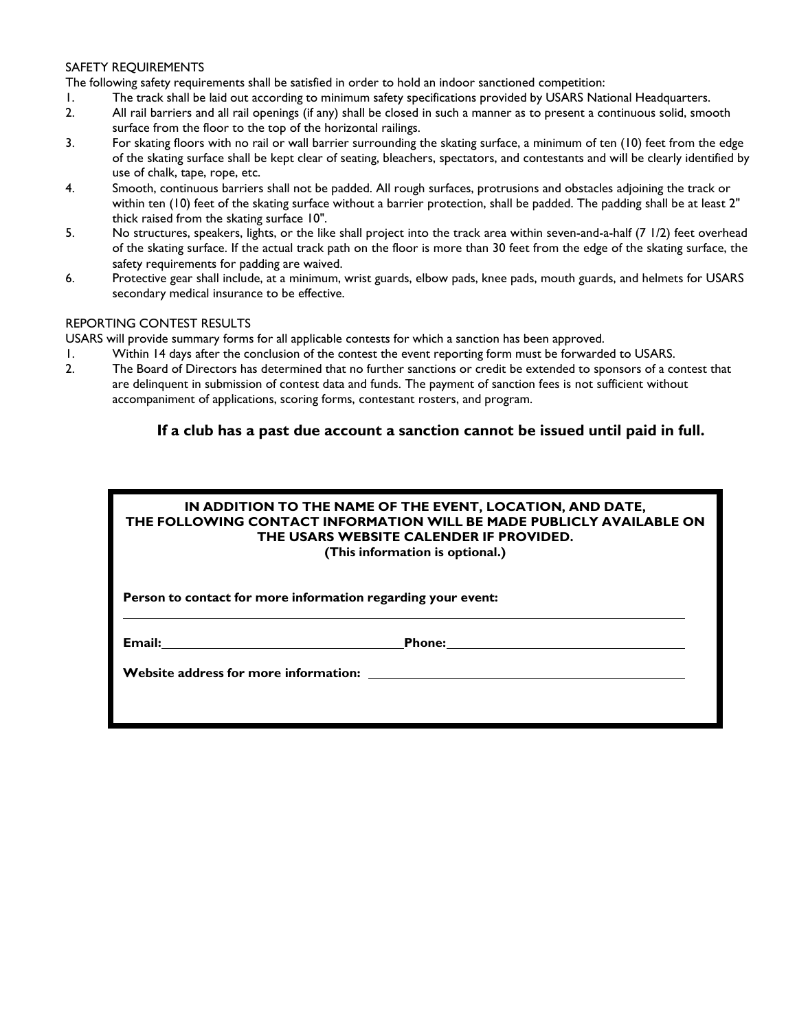SAFETY REQUIREMENTS

The following safety requirements shall be satisfied in order to hold an indoor sanctioned competition:

1. The track shall be laid out according to minimum safety specifications provided by USARS National Headquarters.
2. All rail barriers and all rail openings (if any) shall be closed in such a manner as to present a continuous solid, smooth surface from the floor to the top of the horizontal railings.
3. For skating floors with no rail or wall barrier surrounding the skating surface, a minimum of ten (10) feet from the edge of the skating surface shall be kept clear of seating, bleachers, spectators, and contestants and will be clearly identified by use of chalk, tape, rope, etc.
4. Smooth, continuous barriers shall not be padded. All rough surfaces, protrusions and obstacles adjoining the track or within ten (10) feet of the skating surface without a barrier protection, shall be padded. The padding shall be at least 2" thick raised from the skating surface 10".
5. No structures, speakers, lights, or the like shall project into the track area within seven-and-a-half (7 1/2) feet overhead of the skating surface. If the actual track path on the floor is more than 30 feet from the edge of the skating surface, the safety requirements for padding are waived.
6. Protective gear shall include, at a minimum, wrist guards, elbow pads, knee pads, mouth guards, and helmets for USARS secondary medical insurance to be effective.

REPORTING CONTEST RESULTS

USARS will provide summary forms for all applicable contests for which a sanction has been approved.

1. Within 14 days after the conclusion of the contest the event reporting form must be forwarded to USARS.
2. The Board of Directors has determined that no further sanctions or credit be extended to sponsors of a contest that are delinquent in submission of contest data and funds. The payment of sanction fees is not sufficient without accompaniment of applications, scoring forms, contestant rosters, and program.

**If a club has a past due account a sanction cannot be issued until paid in full.**

**IN ADDITION TO THE NAME OF THE EVENT, LOCATION, AND DATE, THE FOLLOWING CONTACT INFORMATION WILL BE MADE PUBLICLY AVAILABLE ON THE USARS WEBSITE CALENDER IF PROVIDED.**
**(This information is optional.)**

**Person to contact for more information regarding your event:** ______________________________

**Email:** ______________________ **Phone:** ______________________

**Website address for more information:** ______________________